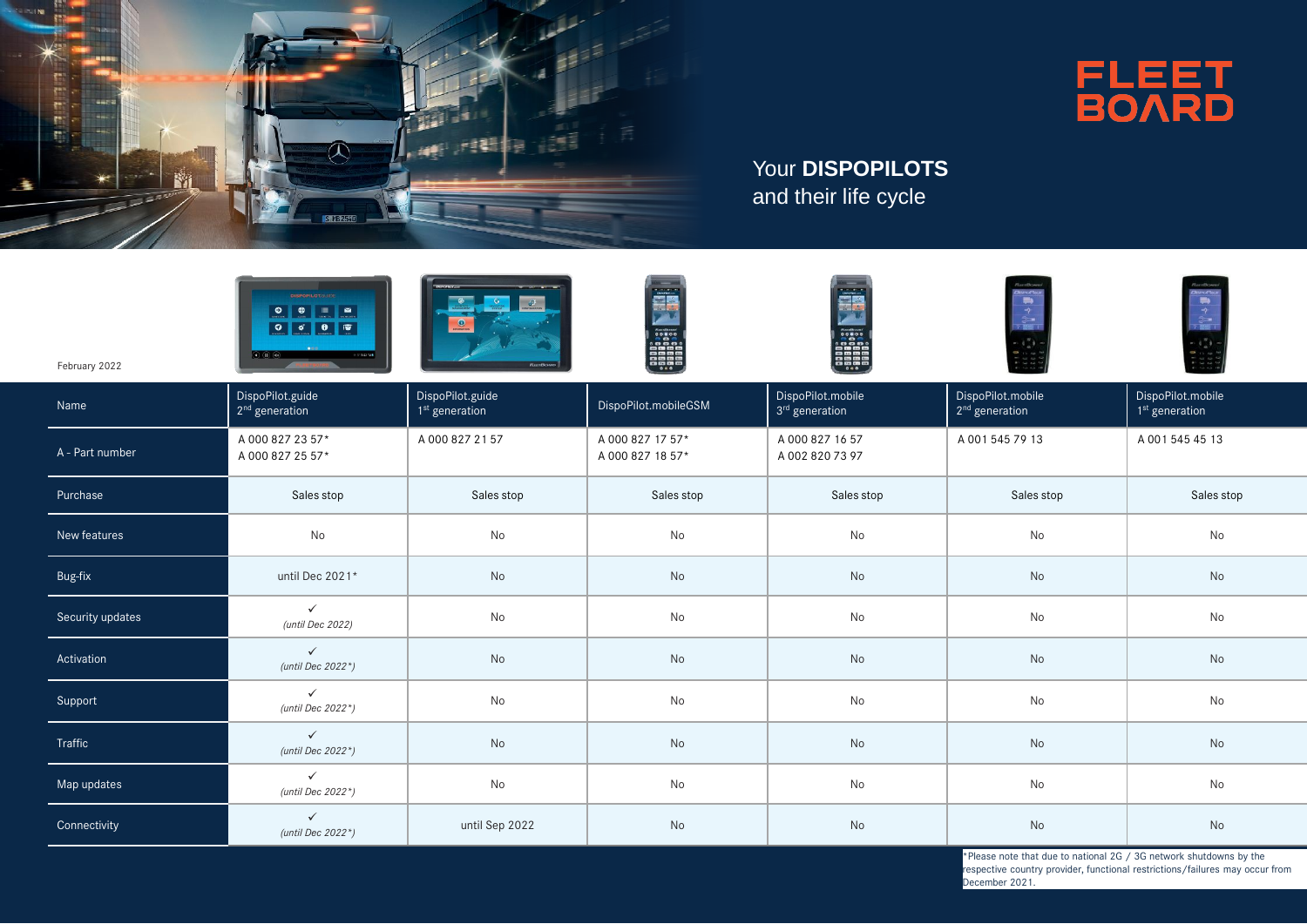# FLEET BOARD

## Your **DISPOPILOTS** and their life cycle

February 2022

| Name | DispoPilot.guide 2nd generation | DispoPilot.guide 1st generation | DispoPilot.mobileGSM | DispoPilot.mobile 3rd generation | DispoPilot.mobile 2nd generation | DispoPilot.mobile 1st generation |
|---|---|---|---|---|---|---|
| A - Part number | A 000 827 23 57*<br>A 000 827 25 57* | A 000 827 21 57 | A 000 827 17 57*<br>A 000 827 18 57* | A 000 827 16 57<br>A 002 820 73 97 | A 001 545 79 13 | A 001 545 45 13 |
| Purchase | Sales stop | Sales stop | Sales stop | Sales stop | Sales stop | Sales stop |
| New features | No | No | No | No | No | No |
| Bug-fix | until Dec 2021* | No | No | No | No | No |
| Security updates | ✓<br>*(until Dec 2022)* | No | No | No | No | No |
| Activation | ✓<br>*(until Dec 2022*)* | No | No | No | No | No |
| Support | ✓<br>*(until Dec 2022*)* | No | No | No | No | No |
| Traffic | ✓<br>*(until Dec 2022*)* | No | No | No | No | No |
| Map updates | ✓<br>*(until Dec 2022*)* | No | No | No | No | No |
| Connectivity | ✓<br>*(until Dec 2022*)* | until Sep 2022 | No | No | No | No |

*Please note that due to national 2G / 3G network shutdowns by the respective country provider, functional restrictions/failures may occur from December 2021.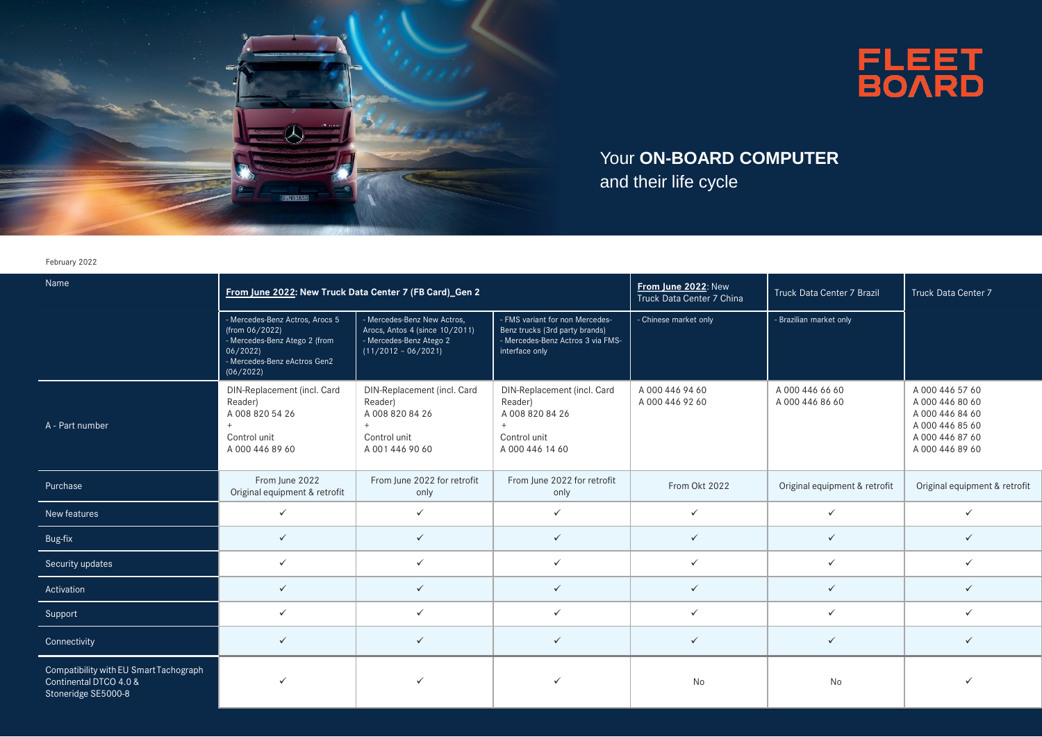# FLEET BOARD

## Your **ON-BOARD COMPUTER** and their life cycle

February 2022

| Name | **From June 2022: New Truck Data Center 7 (FB Card)_Gen 2** | | | **From June 2022**: New Truck Data Center 7 China | Truck Data Center 7 Brazil | Truck Data Center 7 |
|---|---|---|---|---|---|---|
| | - Mercedes-Benz Actros, Arocs 5 (from 06/2022)<br>- Mercedes-Benz Atego 2 (from 06/2022)<br>- Mercedes-Benz eActros Gen2 (06/2022) | - Mercedes-Benz New Actros, Arocs, Antos 4 (since 10/2011)<br>- Mercedes-Benz Atego 2 (11/2012 – 06/2021) | - FMS variant for non Mercedes-Benz trucks (3rd party brands)<br>- Mercedes-Benz Actros 3 via FMS-interface only | - Chinese market only | - Brazilian market only | |
| A - Part number | DIN-Replacement (incl. Card Reader)<br>A 008 820 54 26<br>+<br>Control unit<br>A 000 446 89 60 | DIN-Replacement (incl. Card Reader)<br>A 008 820 84 26<br>+<br>Control unit<br>A 001 446 90 60 | DIN-Replacement (incl. Card Reader)<br>A 008 820 84 26<br>+<br>Control unit<br>A 000 446 14 60 | A 000 446 94 60<br>A 000 446 92 60 | A 000 446 66 60<br>A 000 446 86 60 | A 000 446 57 60<br>A 000 446 80 60<br>A 000 446 84 60<br>A 000 446 85 60<br>A 000 446 87 60<br>A 000 446 89 60 |
| Purchase | From June 2022<br>Original equipment & retrofit | From June 2022 for retrofit only | From June 2022 for retrofit only | From Okt 2022 | Original equipment & retrofit | Original equipment & retrofit |
| New features | ✓ | ✓ | ✓ | ✓ | ✓ | ✓ |
| Bug-fix | ✓ | ✓ | ✓ | ✓ | ✓ | ✓ |
| Security updates | ✓ | ✓ | ✓ | ✓ | ✓ | ✓ |
| Activation | ✓ | ✓ | ✓ | ✓ | ✓ | ✓ |
| Support | ✓ | ✓ | ✓ | ✓ | ✓ | ✓ |
| Connectivity | ✓ | ✓ | ✓ | ✓ | ✓ | ✓ |
| Compatibility with EU Smart Tachograph Continental DTCO 4.0 & Stoneridge SE5000-8 | ✓ | ✓ | ✓ | No | No | ✓ |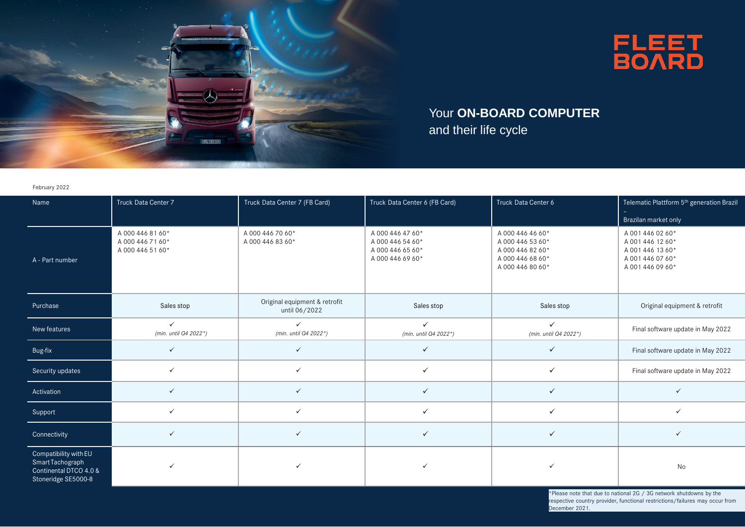# FLEET BOARD

## Your **ON-BOARD COMPUTER** and their life cycle

February 2022

| Name | Truck Data Center 7 | Truck Data Center 7 (FB Card) | Truck Data Center 6 (FB Card) | Truck Data Center 6 | Telematic Plattform 5th generation Brazil – Brazilan market only |
|---|---|---|---|---|---|
| A - Part number | A 000 446 81 60*<br>A 000 446 71 60*<br>A 000 446 51 60* | A 000 446 70 60*<br>A 000 446 83 60* | A 000 446 47 60*<br>A 000 446 54 60*<br>A 000 446 65 60*<br>A 000 446 69 60* | A 000 446 46 60*<br>A 000 446 53 60*<br>A 000 446 82 60*<br>A 000 446 68 60*<br>A 000 446 80 60* | A 001 446 02 60*<br>A 001 446 12 60*<br>A 001 446 13 60*<br>A 001 446 07 60*<br>A 001 446 09 60* |
| Purchase | Sales stop | Original equipment & retrofit until 06/2022 | Sales stop | Sales stop | Original equipment & retrofit |
| New features | ✓ *(min. until Q4 2022*)* | ✓ *(min. until Q4 2022*)* | ✓ *(min. until Q4 2022*)* | ✓ *(min. until Q4 2022*)* | Final software update in May 2022 |
| Bug-fix | ✓ | ✓ | ✓ | ✓ | Final software update in May 2022 |
| Security updates | ✓ | ✓ | ✓ | ✓ | Final software update in May 2022 |
| Activation | ✓ | ✓ | ✓ | ✓ | ✓ |
| Support | ✓ | ✓ | ✓ | ✓ | ✓ |
| Connectivity | ✓ | ✓ | ✓ | ✓ | ✓ |
| Compatibility with EU Smart Tachograph Continental DTCO 4.0 & Stoneridge SE5000-8 | ✓ | ✓ | ✓ | ✓ | No |

*Please note that due to national 2G / 3G network shutdowns by the respective country provider, functional restrictions/failures may occur from December 2021.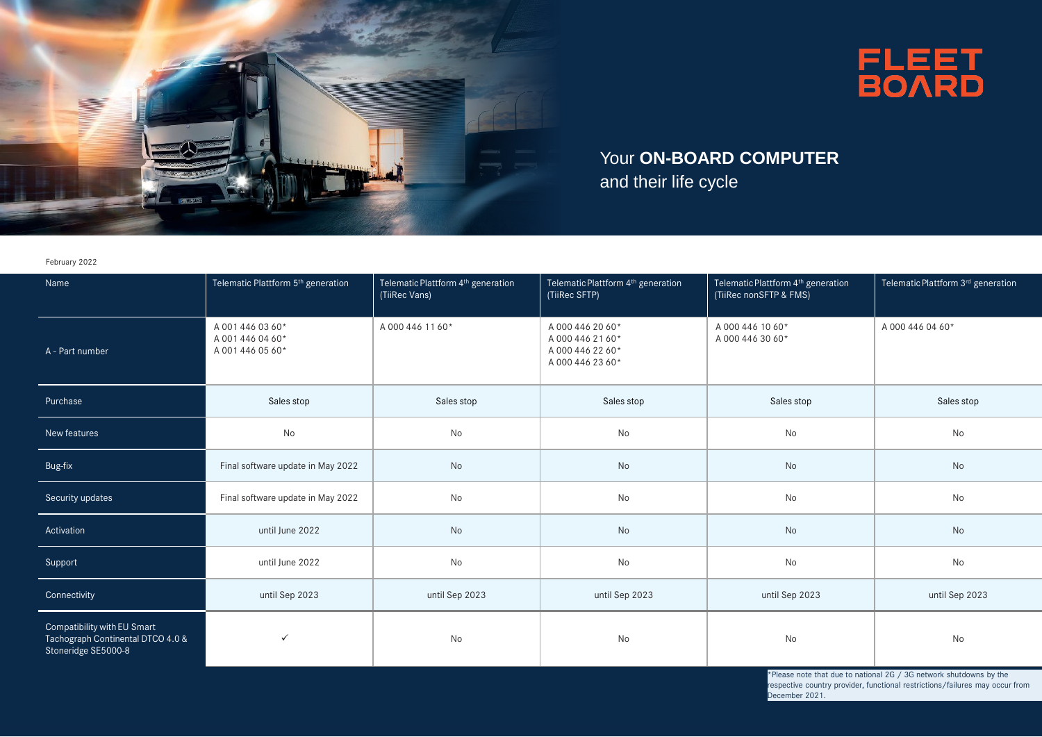# FLEET BOARD

## Your **ON-BOARD COMPUTER** and their life cycle

February 2022

| Name | Telematic Plattform 5th generation | Telematic Plattform 4th generation (TiiRec Vans) | Telematic Plattform 4th generation (TiiRec SFTP) | Telematic Plattform 4th generation (TiiRec nonSFTP & FMS) | Telematic Plattform 3rd generation |
|---|---|---|---|---|---|
| A - Part number | A 001 446 03 60*<br>A 001 446 04 60*<br>A 001 446 05 60* | A 000 446 11 60* | A 000 446 20 60*<br>A 000 446 21 60*<br>A 000 446 22 60*<br>A 000 446 23 60* | A 000 446 10 60*<br>A 000 446 30 60* | A 000 446 04 60* |
| Purchase | Sales stop | Sales stop | Sales stop | Sales stop | Sales stop |
| New features | No | No | No | No | No |
| Bug-fix | Final software update in May 2022 | No | No | No | No |
| Security updates | Final software update in May 2022 | No | No | No | No |
| Activation | until June 2022 | No | No | No | No |
| Support | until June 2022 | No | No | No | No |
| Connectivity | until Sep 2023 | until Sep 2023 | until Sep 2023 | until Sep 2023 | until Sep 2023 |
| Compatibility with EU Smart Tachograph Continental DTCO 4.0 & Stoneridge SE5000-8 | ✓ | No | No | No | No |

*Please note that due to national 2G / 3G network shutdowns by the respective country provider, functional restrictions/failures may occur from December 2021.